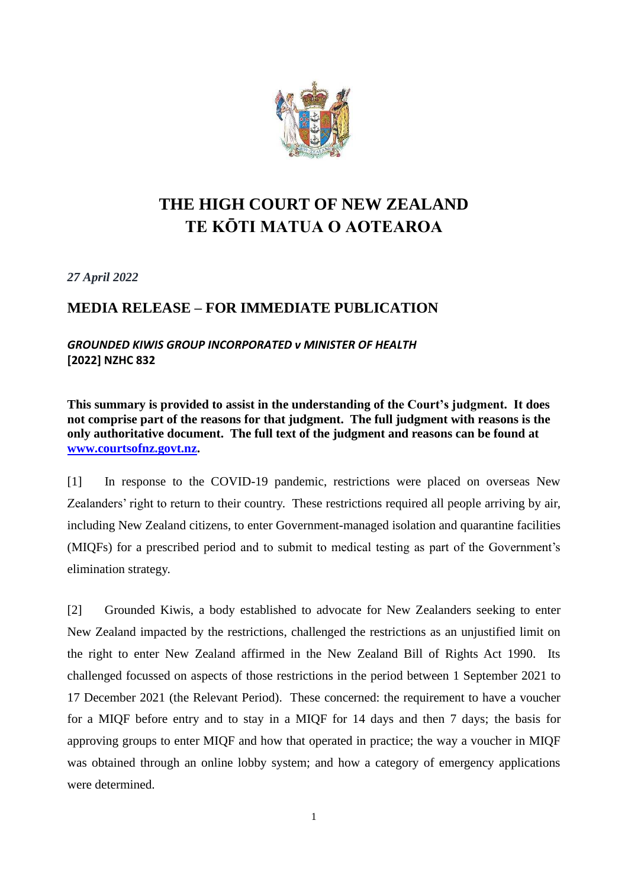# THE HIGH COURT OF NEW ZEALAND
# TE KŌTI MATUA O AOTEAROA

*27 April 2022*

## MEDIA RELEASE – FOR IMMEDIATE PUBLICATION

***GROUNDED KIWIS GROUP INCORPORATED v MINISTER OF HEALTH***
**[2022] NZHC 832**

**This summary is provided to assist in the understanding of the Court's judgment. It does not comprise part of the reasons for that judgment. The full judgment with reasons is the only authoritative document. The full text of the judgment and reasons can be found at [www.courtsofnz.govt.nz](http://www.courtsofnz.govt.nz).**

[1] In response to the COVID-19 pandemic, restrictions were placed on overseas New Zealanders' right to return to their country. These restrictions required all people arriving by air, including New Zealand citizens, to enter Government-managed isolation and quarantine facilities (MIQFs) for a prescribed period and to submit to medical testing as part of the Government's elimination strategy.

[2] Grounded Kiwis, a body established to advocate for New Zealanders seeking to enter New Zealand impacted by the restrictions, challenged the restrictions as an unjustified limit on the right to enter New Zealand affirmed in the New Zealand Bill of Rights Act 1990. Its challenged focussed on aspects of those restrictions in the period between 1 September 2021 to 17 December 2021 (the Relevant Period). These concerned: the requirement to have a voucher for a MIQF before entry and to stay in a MIQF for 14 days and then 7 days; the basis for approving groups to enter MIQF and how that operated in practice; the way a voucher in MIQF was obtained through an online lobby system; and how a category of emergency applications were determined.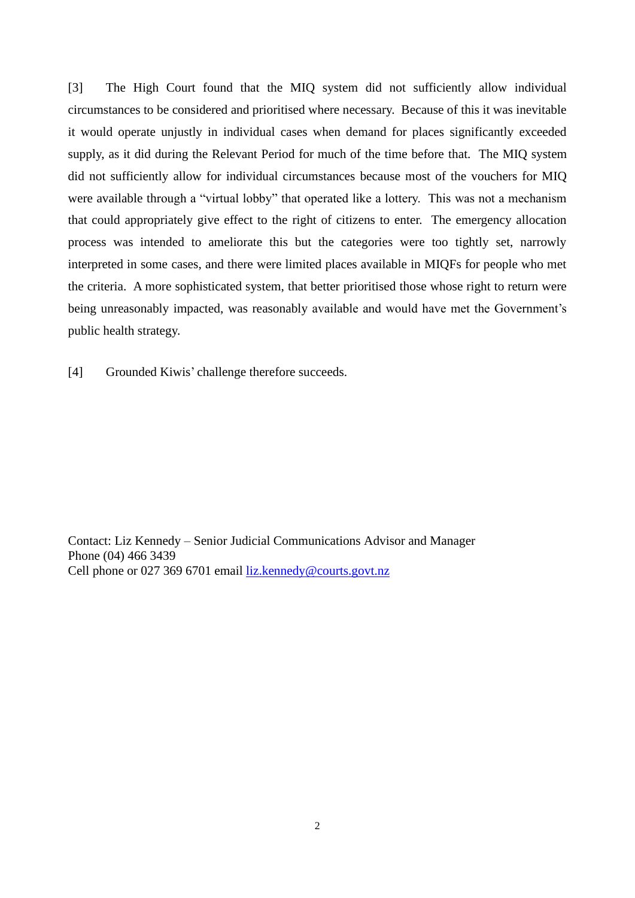[3] The High Court found that the MIQ system did not sufficiently allow individual circumstances to be considered and prioritised where necessary. Because of this it was inevitable it would operate unjustly in individual cases when demand for places significantly exceeded supply, as it did during the Relevant Period for much of the time before that. The MIQ system did not sufficiently allow for individual circumstances because most of the vouchers for MIQ were available through a "virtual lobby" that operated like a lottery. This was not a mechanism that could appropriately give effect to the right of citizens to enter. The emergency allocation process was intended to ameliorate this but the categories were too tightly set, narrowly interpreted in some cases, and there were limited places available in MIQFs for people who met the criteria. A more sophisticated system, that better prioritised those whose right to return were being unreasonably impacted, was reasonably available and would have met the Government's public health strategy.

[4] Grounded Kiwis' challenge therefore succeeds.

Contact: Liz Kennedy – Senior Judicial Communications Advisor and Manager
Phone (04) 466 3439
Cell phone or 027 369 6701 email liz.kennedy@courts.govt.nz